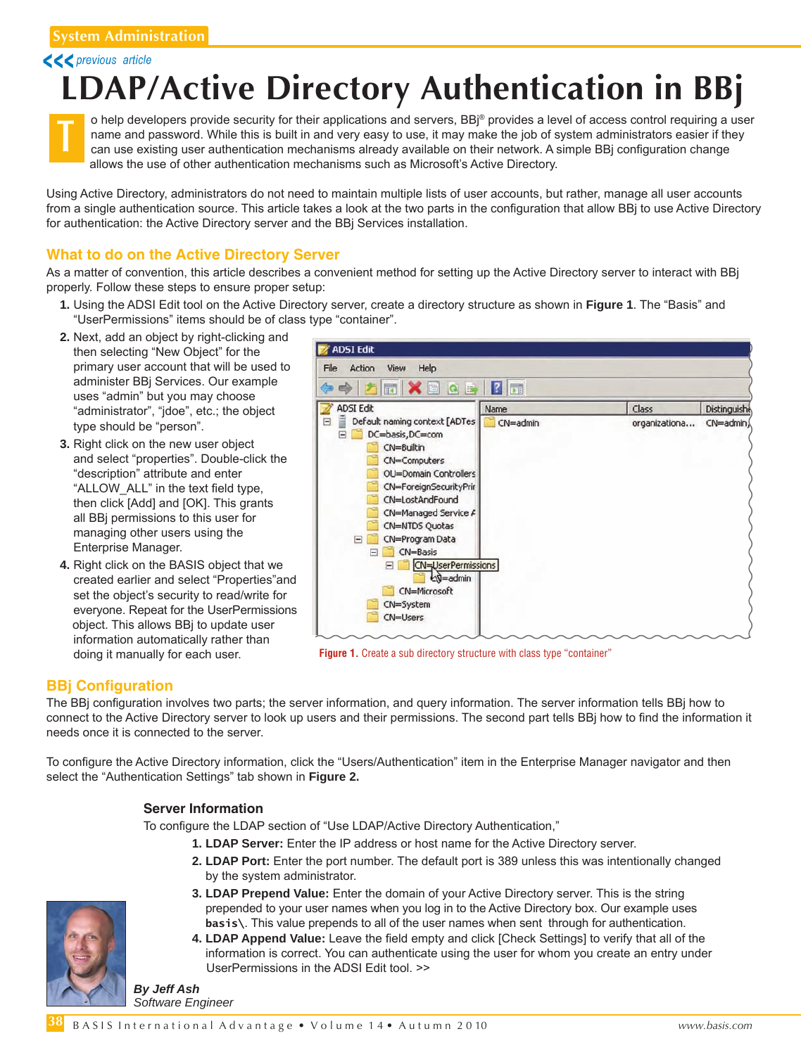System Administration

<<< previous article

# LDAP/Active Directory Authentication in BBj

To help developers provide security for their applications and servers, BBj® provides a level of access control requiring a user name and password. While this is built in and very easy to use, it may make the job of system administrators easier if they can use existing user authentication mechanisms already available on their network. A simple BBj configuration change allows the use of other authentication mechanisms such as Microsoft's Active Directory.

Using Active Directory, administrators do not need to maintain multiple lists of user accounts, but rather, manage all user accounts from a single authentication source. This article takes a look at the two parts in the configuration that allow BBj to use Active Directory for authentication: the Active Directory server and the BBj Services installation.

## What to do on the Active Directory Server

As a matter of convention, this article describes a convenient method for setting up the Active Directory server to interact with BBj properly. Follow these steps to ensure proper setup:

1. Using the ADSI Edit tool on the Active Directory server, create a directory structure as shown in **Figure 1**. The "Basis" and "UserPermissions" items should be of class type "container".
2. Next, add an object by right-clicking and then selecting "New Object" for the primary user account that will be used to administer BBj Services. Our example uses "admin" but you may choose "administrator", "jdoe", etc.; the object type should be "person".
3. Right click on the new user object and select "properties". Double-click the "description" attribute and enter "ALLOW_ALL" in the text field type, then click [Add] and [OK]. This grants all BBj permissions to this user for managing other users using the Enterprise Manager.
4. Right click on the BASIS object that we created earlier and select "Properties"and set the object's security to read/write for everyone. Repeat for the UserPermissions object. This allows BBj to update user information automatically rather than doing it manually for each user.

**Figure 1.** Create a sub directory structure with class type "container"

## BBj Configuration

The BBj configuration involves two parts; the server information, and query information. The server information tells BBj how to connect to the Active Directory server to look up users and their permissions. The second part tells BBj how to find the information it needs once it is connected to the server.

To configure the Active Directory information, click the "Users/Authentication" item in the Enterprise Manager navigator and then select the "Authentication Settings" tab shown in **Figure 2.**

### Server Information

To configure the LDAP section of "Use LDAP/Active Directory Authentication,"

1. **LDAP Server:** Enter the IP address or host name for the Active Directory server.
2. **LDAP Port:** Enter the port number. The default port is 389 unless this was intentionally changed by the system administrator.
3. **LDAP Prepend Value:** Enter the domain of your Active Directory server. This is the string prepended to your user names when you log in to the Active Directory box. Our example uses `basis\`. This value prepends to all of the user names when sent through for authentication.
4. **LDAP Append Value:** Leave the field empty and click [Check Settings] to verify that all of the information is correct. You can authenticate using the user for whom you create an entry under UserPermissions in the ADSI Edit tool. >>

***By Jeff Ash***
*Software Engineer*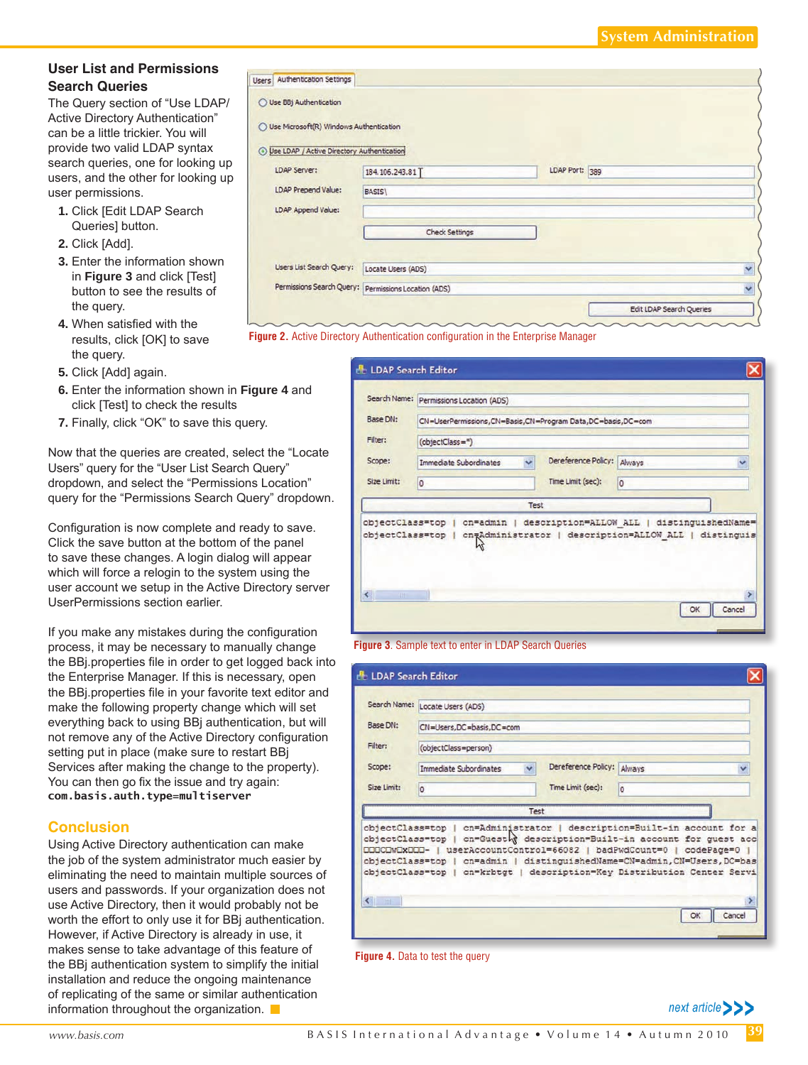### User List and Permissions Search Queries

The Query section of "Use LDAP/ Active Directory Authentication" can be a little trickier. You will provide two valid LDAP syntax search queries, one for looking up users, and the other for looking up user permissions.

1. Click [Edit LDAP Search Queries] button.
2. Click [Add].
3. Enter the information shown in **Figure 3** and click [Test] button to see the results of the query.
4. When satisfied with the results, click [OK] to save the query.
5. Click [Add] again.
6. Enter the information shown in **Figure 4** and click [Test] to check the results
7. Finally, click "OK" to save this query.

Now that the queries are created, select the "Locate Users" query for the "User List Search Query" dropdown, and select the "Permissions Location" query for the "Permissions Search Query" dropdown.

Configuration is now complete and ready to save. Click the save button at the bottom of the panel to save these changes. A login dialog will appear which will force a relogin to the system using the user account we setup in the Active Directory server UserPermissions section earlier.

If you make any mistakes during the configuration process, it may be necessary to manually change the BBj.properties file in order to get logged back into the Enterprise Manager. If this is necessary, open the BBj.properties file in your favorite text editor and make the following property change which will set everything back to using BBj authentication, but will not remove any of the Active Directory configuration setting put in place (make sure to restart BBj Services after making the change to the property). You can then go fix the issue and try again:

```
com.basis.auth.type=multiserver
```

**Figure 2.** Active Directory Authentication configuration in the Enterprise Manager

**Figure 3**. Sample text to enter in LDAP Search Queries

**Figure 4.** Data to test the query

## Conclusion

Using Active Directory authentication can make the job of the system administrator much easier by eliminating the need to maintain multiple sources of users and passwords. If your organization does not use Active Directory, then it would probably not be worth the effort to only use it for BBj authentication. However, if Active Directory is already in use, it makes sense to take advantage of this feature of the BBj authentication system to simplify the initial installation and reduce the ongoing maintenance of replicating of the same or similar authentication information throughout the organization. ■

*next article* >>>